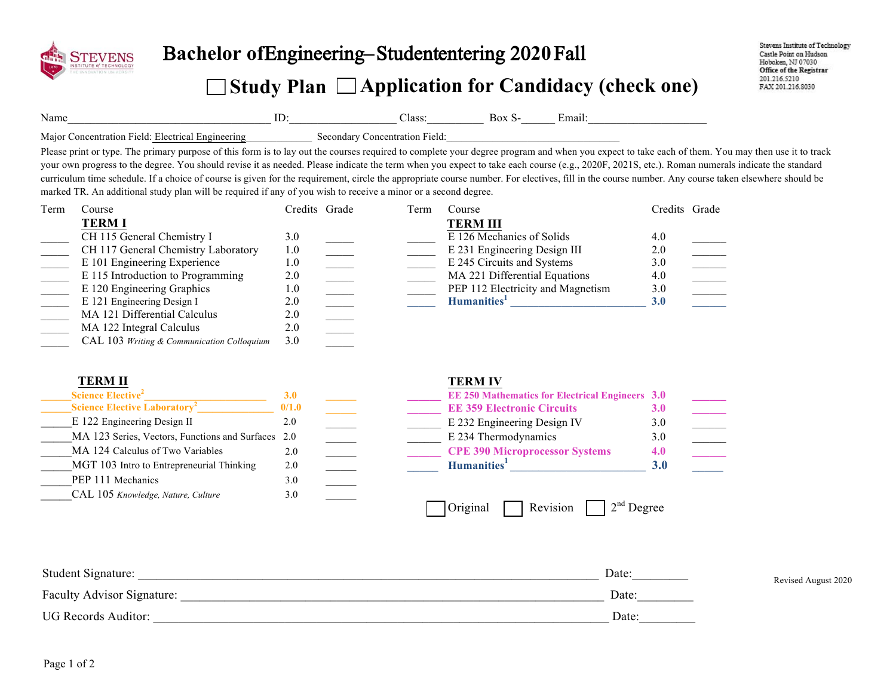# Bachelor of Engineering – Student entering 2020 Fall

## ☐ Study Plan ☐ Application for Candidacy (check one)

Stevens Institute of Technology
Castle Point on Hudson
Hoboken, NJ 07030
**Office of the Registrar**
201.216.5210
FAX 201.216.8030

Name____________________________________ ID:__________________ Class:__________ Box S-______ Email:_____________________

Major Concentration Field: Electrical Engineering____________ Secondary Concentration Field:________________________________

Please print or type. The primary purpose of this form is to lay out the courses required to complete your degree program and when you expect to take each of them. You may then use it to track your own progress to the degree. You should revise it as needed. Please indicate the term when you expect to take each course (e.g., 2020F, 2021S, etc.). Roman numerals indicate the standard curriculum time schedule. If a choice of course is given for the requirement, circle the appropriate course number. For electives, fill in the course number. Any course taken elsewhere should be marked TR. An additional study plan will be required if any of you wish to receive a minor or a second degree.

| Term | Course | Credits | Grade |
|---|---|---|---|
| | **TERM I** | | |
| _____ | CH 115 General Chemistry I | 3.0 | _____ |
| _____ | CH 117 General Chemistry Laboratory | 1.0 | _____ |
| _____ | E 101 Engineering Experience | 1.0 | _____ |
| _____ | E 115 Introduction to Programming | 2.0 | _____ |
| _____ | E 120 Engineering Graphics | 1.0 | _____ |
| _____ | E 121 Engineering Design I | 2.0 | _____ |
| _____ | MA 121 Differential Calculus | 2.0 | _____ |
| _____ | MA 122 Integral Calculus | 2.0 | _____ |
| _____ | CAL 103 *Writing & Communication Colloquium* | 3.0 | _____ |
| | **TERM II** | | |
| _____ | **Science Elective[2]** ______________________ | **3.0** | _____ |
| _____ | **Science Elective Laboratory[2]** ______________ | **0/1.0** | _____ |
| _____ | E 122 Engineering Design II | 2.0 | _____ |
| _____ | MA 123 Series, Vectors, Functions and Surfaces | 2.0 | _____ |
| _____ | MA 124 Calculus of Two Variables | 2.0 | _____ |
| _____ | MGT 103 Intro to Entrepreneurial Thinking | 2.0 | _____ |
| _____ | PEP 111 Mechanics | 3.0 | _____ |
| _____ | CAL 105 *Knowledge, Nature, Culture* | 3.0 | _____ |

| Term | Course | Credits | Grade |
|---|---|---|---|
| | **TERM III** | | |
| _____ | E 126 Mechanics of Solids | 4.0 | _____ |
| _____ | E 231 Engineering Design III | 2.0 | _____ |
| _____ | E 245 Circuits and Systems | 3.0 | _____ |
| _____ | MA 221 Differential Equations | 4.0 | _____ |
| _____ | PEP 112 Electricity and Magnetism | 3.0 | _____ |
| _____ | **Humanities[1]** ________________________ | **3.0** | _____ |
| | **TERM IV** | | |
| _____ | **EE 250 Mathematics for Electrical Engineers** | **3.0** | _____ |
| _____ | **EE 359 Electronic Circuits** | **3.0** | _____ |
| _____ | E 232 Engineering Design IV | 3.0 | _____ |
| _____ | E 234 Thermodynamics | 3.0 | _____ |
| _____ | **CPE 390 Microprocessor Systems** | **4.0** | _____ |
| _____ | **Humanities[1]** ________________________ | **3.0** | _____ |

☐ Original ☐ Revision ☐ 2nd Degree

Student Signature: ______________________________________________________________ Date:_________

Faculty Advisor Signature: ________________________________________________________ Date:_________

UG Records Auditor: ____________________________________________________________ Date:_________

Revised August 2020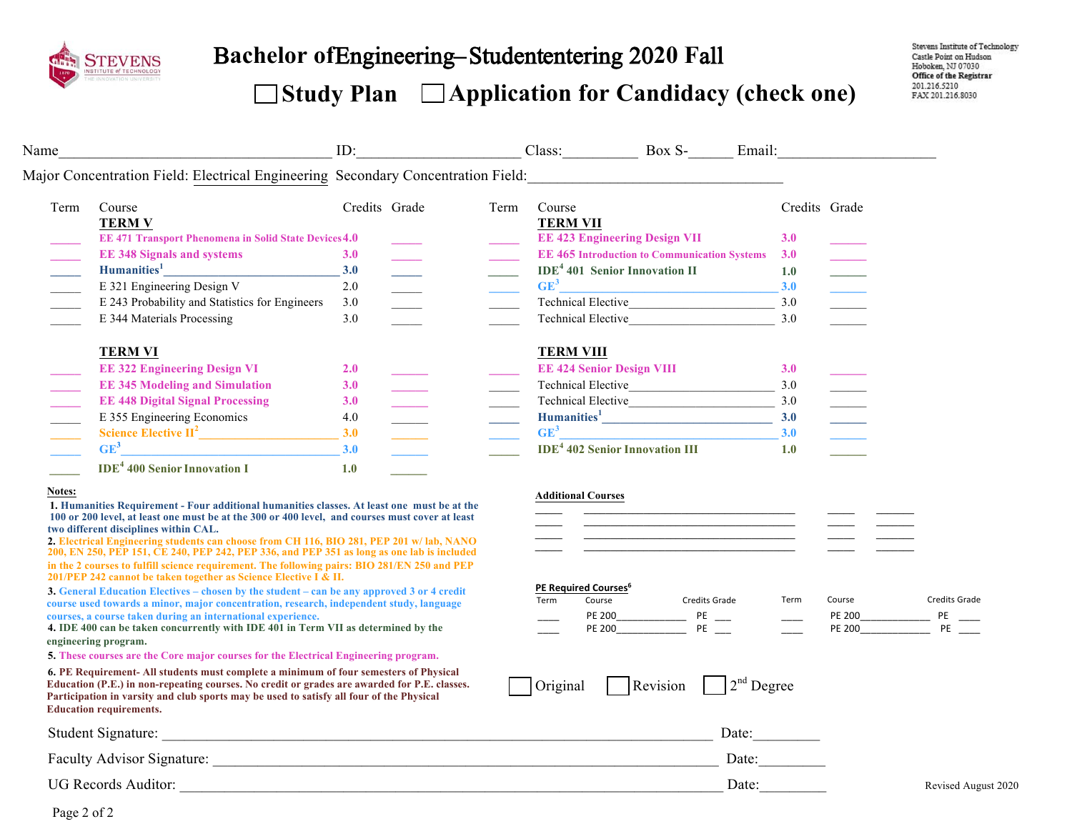# Bachelor ofEngineering–Studententering 2020 Fall

☐ Study Plan ☐ Application for Candidacy (check one)

Stevens Institute of Technology
Castle Point on Hudson
Hoboken, NJ 07030
Office of the Registrar
201.216.5210
FAX 201.216.8030

Name_____________________________________ ID:_____________________ Class:__________ Box S-______ Email:_____________________

Major Concentration Field: Electrical Engineering Secondary Concentration Field:_________________________________

| Term | Course | Credits | Grade |
|---|---|---|---|
| | **TERM V** | | |
| _____ | **EE 471 Transport Phenomena in Solid State Devices** | **4.0** | _____ |
| _____ | **EE 348 Signals and systems** | **3.0** | _____ |
| _____ | **Humanities[1]** ____________________ | **3.0** | _____ |
| _____ | E 321 Engineering Design V | 2.0 | _____ |
| _____ | E 243 Probability and Statistics for Engineers | 3.0 | _____ |
| _____ | E 344 Materials Processing | 3.0 | _____ |
| | **TERM VI** | | |
| _____ | **EE 322 Engineering Design VI** | **2.0** | _____ |
| _____ | **EE 345 Modeling and Simulation** | **3.0** | _____ |
| _____ | **EE 448 Digital Signal Processing** | **3.0** | _____ |
| _____ | E 355 Engineering Economics | 4.0 | _____ |
| _____ | **Science Elective II[2]** ____________________ | **3.0** | _____ |
| _____ | **GE[3]** ____________________ | **3.0** | _____ |
| _____ | **IDE[4] 400 Senior Innovation I** | **1.0** | _____ |

| Term | Course | Credits | Grade |
|---|---|---|---|
| | **TERM VII** | | |
| _____ | **EE 423 Engineering Design VII** | **3.0** | _____ |
| _____ | **EE 465 Introduction to Communication Systems** | **3.0** | _____ |
| _____ | **IDE[4] 401 Senior Innovation II** | **1.0** | _____ |
| _____ | **GE[3]** ____________________ | **3.0** | _____ |
| _____ | Technical Elective____________________ | 3.0 | _____ |
| _____ | Technical Elective____________________ | 3.0 | _____ |
| | **TERM VIII** | | |
| _____ | **EE 424 Senior Design VIII** | **3.0** | _____ |
| _____ | Technical Elective____________________ | 3.0 | _____ |
| _____ | Technical Elective____________________ | 3.0 | _____ |
| _____ | **Humanities[1]** ____________________ | **3.0** | _____ |
| _____ | **GE[3]** ____________________ | **3.0** | _____ |
| _____ | **IDE[4] 402 Senior Innovation III** | **1.0** | _____ |

**Notes:**

1. **Humanities Requirement - Four additional humanities classes. At least one must be at the 100 or 200 level, at least one must be at the 300 or 400 level, and courses must cover at least two different disciplines within CAL.**
2. **Electrical Engineering students can choose from CH 116, BIO 281, PEP 201 w/ lab, NANO 200, EN 250, PEP 151, CE 240, PEP 242, PEP 336, and PEP 351 as long as one lab is included in the 2 courses to fulfill science requirement. The following pairs: BIO 281/EN 250 and PEP 201/PEP 242 cannot be taken together as Science Elective I & II.**
3. **General Education Electives – chosen by the student – can be any approved 3 or 4 credit course used towards a minor, major concentration, research, independent study, language courses, a course taken during an international experience.**
4. **IDE 400 can be taken concurrently with IDE 401 in Term VII as determined by the engineering program.**
5. **These courses are the Core major courses for the Electrical Engineering program.**
6. **PE Requirement- All students must complete a minimum of four semesters of Physical Education (P.E.) in non-repeating courses. No credit or grades are awarded for P.E. classes. Participation in varsity and club sports may be used to satisfy all four of the Physical Education requirements.**

**Additional Courses**

| | | | |
|---|---|---|---|
| _____ | ____________________ | _____ | _____ |
| _____ | ____________________ | _____ | _____ |
| _____ | ____________________ | _____ | _____ |
| _____ | ____________________ | _____ | _____ |

**PE Required Courses[6]**

| Term | Course | Credits | Grade | Term | Course | Credits | Grade |
|---|---|---|---|---|---|---|---|
| ____ | PE 200____________ | PE | ___ | ____ | PE 200____________ | PE | ____ |
| ____ | PE 200____________ | PE | ___ | ____ | PE 200____________ | PE | ____ |

☐ Original ☐ Revision ☐ 2nd Degree

Student Signature: ____________________________________________ Date:_________

Faculty Advisor Signature: ____________________________________________ Date:_________

UG Records Auditor: ____________________________________________ Date:_________

Revised August 2020